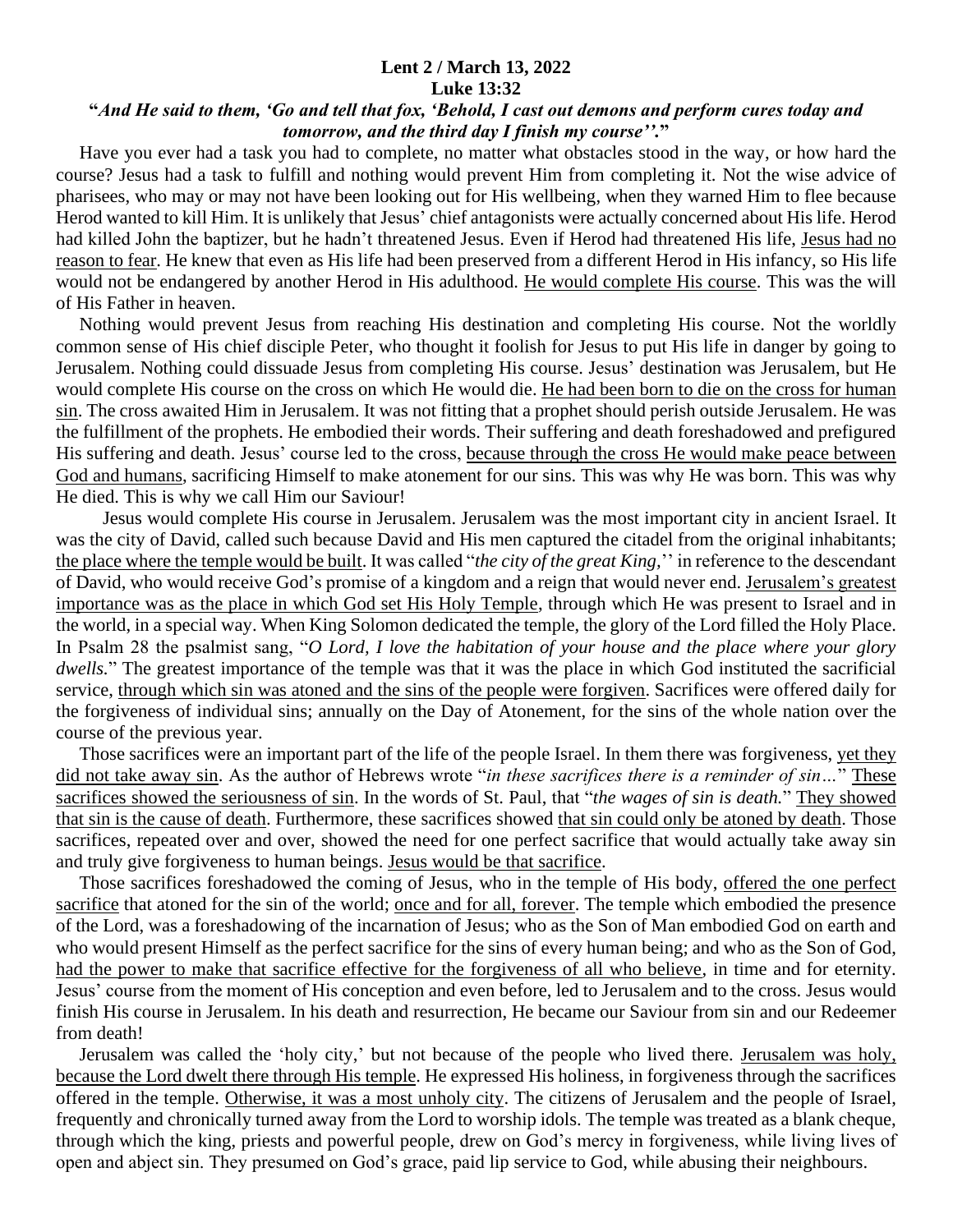**Lent 2 / March 13, 2022**
**Luke 13:32**

**"*And He said to them, 'Go and tell that fox, 'Behold, I cast out demons and perform cures today and tomorrow, and the third day I finish my course''.*"**

Have you ever had a task you had to complete, no matter what obstacles stood in the way, or how hard the course? Jesus had a task to fulfill and nothing would prevent Him from completing it. Not the wise advice of pharisees, who may or may not have been looking out for His wellbeing, when they warned Him to flee because Herod wanted to kill Him. It is unlikely that Jesus' chief antagonists were actually concerned about His life. Herod had killed John the baptizer, but he hadn't threatened Jesus. Even if Herod had threatened His life, <u>Jesus had no reason to fear</u>. He knew that even as His life had been preserved from a different Herod in His infancy, so His life would not be endangered by another Herod in His adulthood. <u>He would complete His course</u>. This was the will of His Father in heaven.

Nothing would prevent Jesus from reaching His destination and completing His course. Not the worldly common sense of His chief disciple Peter, who thought it foolish for Jesus to put His life in danger by going to Jerusalem. Nothing could dissuade Jesus from completing His course. Jesus' destination was Jerusalem, but He would complete His course on the cross on which He would die. <u>He had been born to die on the cross for human sin</u>. The cross awaited Him in Jerusalem. It was not fitting that a prophet should perish outside Jerusalem. He was the fulfillment of the prophets. He embodied their words. Their suffering and death foreshadowed and prefigured His suffering and death. Jesus' course led to the cross, <u>because through the cross He would make peace between God and humans</u>, sacrificing Himself to make atonement for our sins. This was why He was born. This was why He died. This is why we call Him our Saviour!

Jesus would complete His course in Jerusalem. Jerusalem was the most important city in ancient Israel. It was the city of David, called such because David and His men captured the citadel from the original inhabitants; <u>the place where the temple would be built</u>. It was called "*the city of the great King,*'' in reference to the descendant of David, who would receive God's promise of a kingdom and a reign that would never end. <u>Jerusalem's greatest importance was as the place in which God set His Holy Temple</u>, through which He was present to Israel and in the world, in a special way. When King Solomon dedicated the temple, the glory of the Lord filled the Holy Place. In Psalm 28 the psalmist sang, "*O Lord, I love the habitation of your house and the place where your glory dwells.*" The greatest importance of the temple was that it was the place in which God instituted the sacrificial service, <u>through which sin was atoned and the sins of the people were forgiven</u>. Sacrifices were offered daily for the forgiveness of individual sins; annually on the Day of Atonement, for the sins of the whole nation over the course of the previous year.

Those sacrifices were an important part of the life of the people Israel. In them there was forgiveness, <u>yet they did not take away sin</u>. As the author of Hebrews wrote "*in these sacrifices there is a reminder of sin…*" <u>These sacrifices showed the seriousness of sin</u>. In the words of St. Paul, that "*the wages of sin is death.*" <u>They showed that sin is the cause of death</u>. Furthermore, these sacrifices showed <u>that sin could only be atoned by death</u>. Those sacrifices, repeated over and over, showed the need for one perfect sacrifice that would actually take away sin and truly give forgiveness to human beings. <u>Jesus would be that sacrifice</u>.

Those sacrifices foreshadowed the coming of Jesus, who in the temple of His body, <u>offered the one perfect sacrifice</u> that atoned for the sin of the world; <u>once and for all, forever</u>. The temple which embodied the presence of the Lord, was a foreshadowing of the incarnation of Jesus; who as the Son of Man embodied God on earth and who would present Himself as the perfect sacrifice for the sins of every human being; and who as the Son of God, <u>had the power to make that sacrifice effective for the forgiveness of all who believe</u>, in time and for eternity. Jesus' course from the moment of His conception and even before, led to Jerusalem and to the cross. Jesus would finish His course in Jerusalem. In his death and resurrection, He became our Saviour from sin and our Redeemer from death!

Jerusalem was called the 'holy city,' but not because of the people who lived there. <u>Jerusalem was holy, because the Lord dwelt there through His temple</u>. He expressed His holiness, in forgiveness through the sacrifices offered in the temple. <u>Otherwise, it was a most unholy city</u>. The citizens of Jerusalem and the people of Israel, frequently and chronically turned away from the Lord to worship idols. The temple was treated as a blank cheque, through which the king, priests and powerful people, drew on God's mercy in forgiveness, while living lives of open and abject sin. They presumed on God's grace, paid lip service to God, while abusing their neighbours.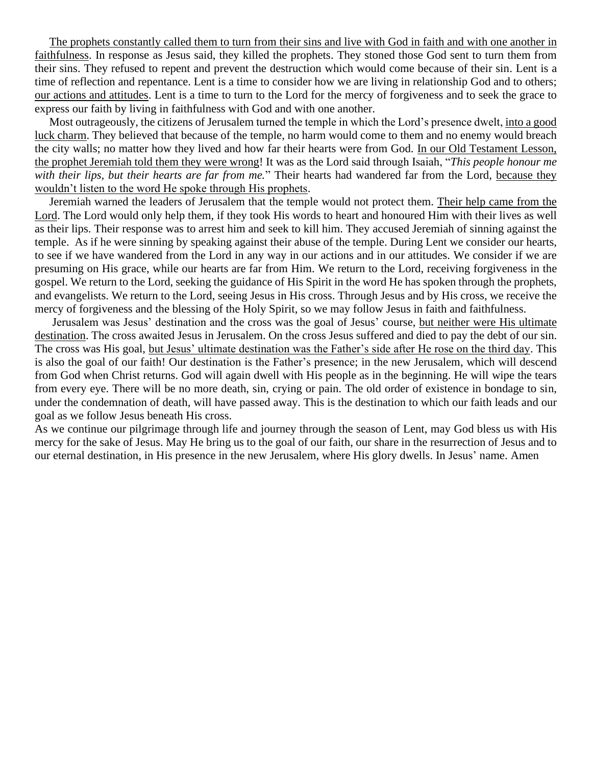The prophets constantly called them to turn from their sins and live with God in faith and with one another in faithfulness. In response as Jesus said, they killed the prophets. They stoned those God sent to turn them from their sins. They refused to repent and prevent the destruction which would come because of their sin. Lent is a time of reflection and repentance. Lent is a time to consider how we are living in relationship God and to others; our actions and attitudes. Lent is a time to turn to the Lord for the mercy of forgiveness and to seek the grace to express our faith by living in faithfulness with God and with one another.

Most outrageously, the citizens of Jerusalem turned the temple in which the Lord's presence dwelt, into a good luck charm. They believed that because of the temple, no harm would come to them and no enemy would breach the city walls; no matter how they lived and how far their hearts were from God. In our Old Testament Lesson, the prophet Jeremiah told them they were wrong! It was as the Lord said through Isaiah, "*This people honour me with their lips, but their hearts are far from me.*" Their hearts had wandered far from the Lord, because they wouldn't listen to the word He spoke through His prophets.

Jeremiah warned the leaders of Jerusalem that the temple would not protect them. Their help came from the Lord. The Lord would only help them, if they took His words to heart and honoured Him with their lives as well as their lips. Their response was to arrest him and seek to kill him. They accused Jeremiah of sinning against the temple. As if he were sinning by speaking against their abuse of the temple. During Lent we consider our hearts, to see if we have wandered from the Lord in any way in our actions and in our attitudes. We consider if we are presuming on His grace, while our hearts are far from Him. We return to the Lord, receiving forgiveness in the gospel. We return to the Lord, seeking the guidance of His Spirit in the word He has spoken through the prophets, and evangelists. We return to the Lord, seeing Jesus in His cross. Through Jesus and by His cross, we receive the mercy of forgiveness and the blessing of the Holy Spirit, so we may follow Jesus in faith and faithfulness.

Jerusalem was Jesus' destination and the cross was the goal of Jesus' course, but neither were His ultimate destination. The cross awaited Jesus in Jerusalem. On the cross Jesus suffered and died to pay the debt of our sin. The cross was His goal, but Jesus' ultimate destination was the Father's side after He rose on the third day. This is also the goal of our faith! Our destination is the Father's presence; in the new Jerusalem, which will descend from God when Christ returns. God will again dwell with His people as in the beginning. He will wipe the tears from every eye. There will be no more death, sin, crying or pain. The old order of existence in bondage to sin, under the condemnation of death, will have passed away. This is the destination to which our faith leads and our goal as we follow Jesus beneath His cross.

As we continue our pilgrimage through life and journey through the season of Lent, may God bless us with His mercy for the sake of Jesus. May He bring us to the goal of our faith, our share in the resurrection of Jesus and to our eternal destination, in His presence in the new Jerusalem, where His glory dwells. In Jesus' name. Amen